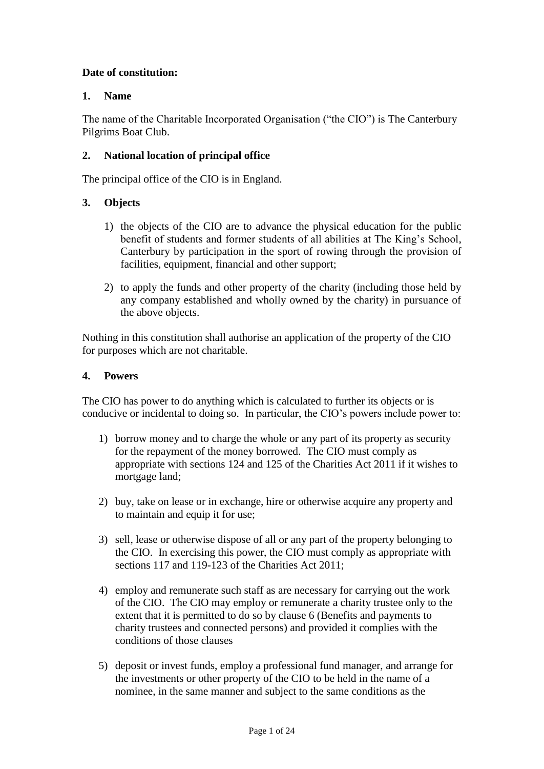**Date of constitution:**

## 1. Name

The name of the Charitable Incorporated Organisation ("the CIO") is The Canterbury Pilgrims Boat Club.

## 2. National location of principal office

The principal office of the CIO is in England.

## 3. Objects

1) the objects of the CIO are to advance the physical education for the public benefit of students and former students of all abilities at The King's School, Canterbury by participation in the sport of rowing through the provision of facilities, equipment, financial and other support;

2) to apply the funds and other property of the charity (including those held by any company established and wholly owned by the charity) in pursuance of the above objects.

Nothing in this constitution shall authorise an application of the property of the CIO for purposes which are not charitable.

## 4. Powers

The CIO has power to do anything which is calculated to further its objects or is conducive or incidental to doing so. In particular, the CIO's powers include power to:

1) borrow money and to charge the whole or any part of its property as security for the repayment of the money borrowed. The CIO must comply as appropriate with sections 124 and 125 of the Charities Act 2011 if it wishes to mortgage land;

2) buy, take on lease or in exchange, hire or otherwise acquire any property and to maintain and equip it for use;

3) sell, lease or otherwise dispose of all or any part of the property belonging to the CIO. In exercising this power, the CIO must comply as appropriate with sections 117 and 119-123 of the Charities Act 2011;

4) employ and remunerate such staff as are necessary for carrying out the work of the CIO. The CIO may employ or remunerate a charity trustee only to the extent that it is permitted to do so by clause 6 (Benefits and payments to charity trustees and connected persons) and provided it complies with the conditions of those clauses

5) deposit or invest funds, employ a professional fund manager, and arrange for the investments or other property of the CIO to be held in the name of a nominee, in the same manner and subject to the same conditions as the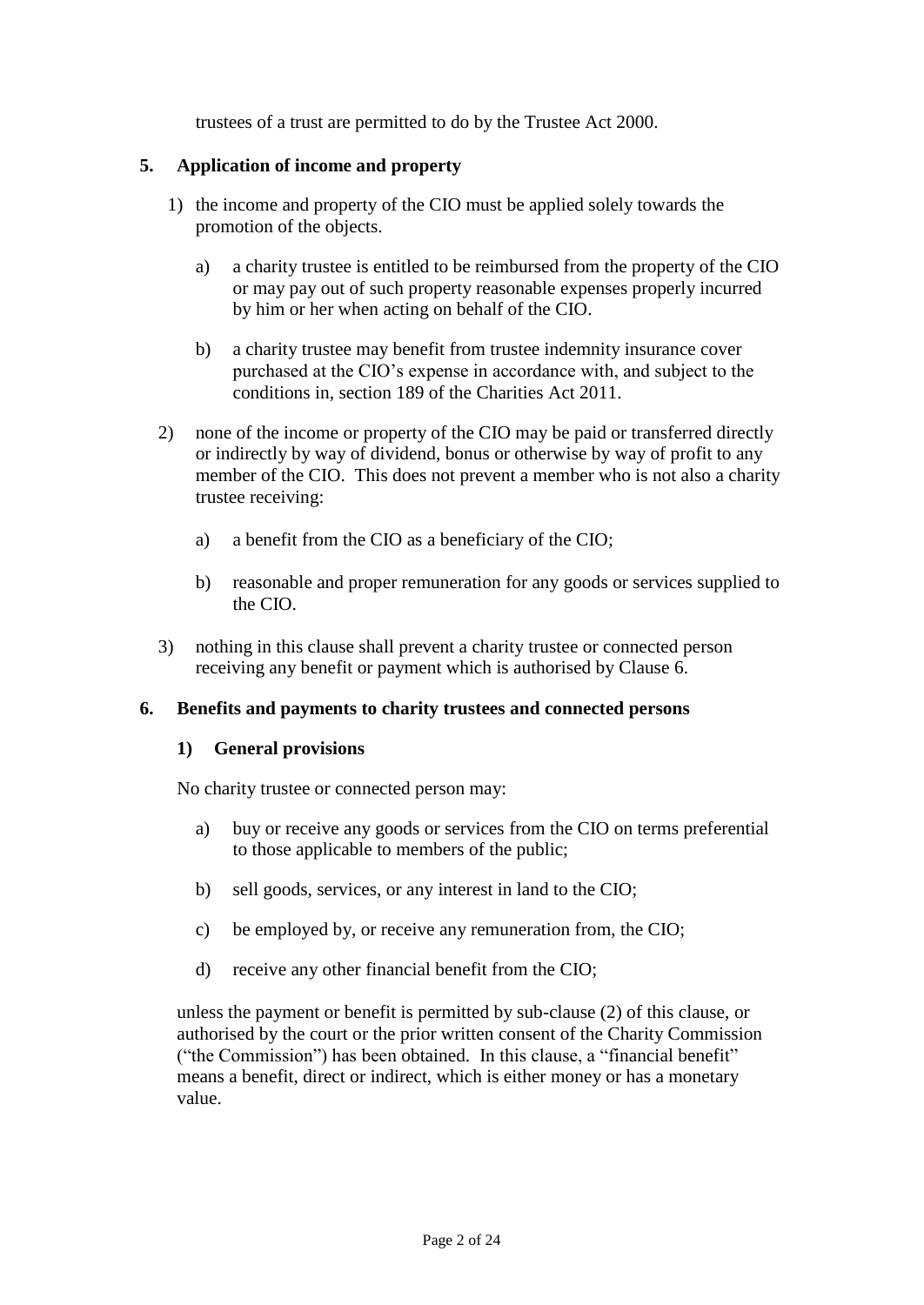trustees of a trust are permitted to do by the Trustee Act 2000.

**5. Application of income and property**

1) the income and property of the CIO must be applied solely towards the promotion of the objects.

   a) a charity trustee is entitled to be reimbursed from the property of the CIO or may pay out of such property reasonable expenses properly incurred by him or her when acting on behalf of the CIO.

   b) a charity trustee may benefit from trustee indemnity insurance cover purchased at the CIO's expense in accordance with, and subject to the conditions in, section 189 of the Charities Act 2011.

2) none of the income or property of the CIO may be paid or transferred directly or indirectly by way of dividend, bonus or otherwise by way of profit to any member of the CIO. This does not prevent a member who is not also a charity trustee receiving:

   a) a benefit from the CIO as a beneficiary of the CIO;

   b) reasonable and proper remuneration for any goods or services supplied to the CIO.

3) nothing in this clause shall prevent a charity trustee or connected person receiving any benefit or payment which is authorised by Clause 6.

**6. Benefits and payments to charity trustees and connected persons**

**1) General provisions**

No charity trustee or connected person may:

a) buy or receive any goods or services from the CIO on terms preferential to those applicable to members of the public;

b) sell goods, services, or any interest in land to the CIO;

c) be employed by, or receive any remuneration from, the CIO;

d) receive any other financial benefit from the CIO;

unless the payment or benefit is permitted by sub-clause (2) of this clause, or authorised by the court or the prior written consent of the Charity Commission ("the Commission") has been obtained. In this clause, a "financial benefit" means a benefit, direct or indirect, which is either money or has a monetary value.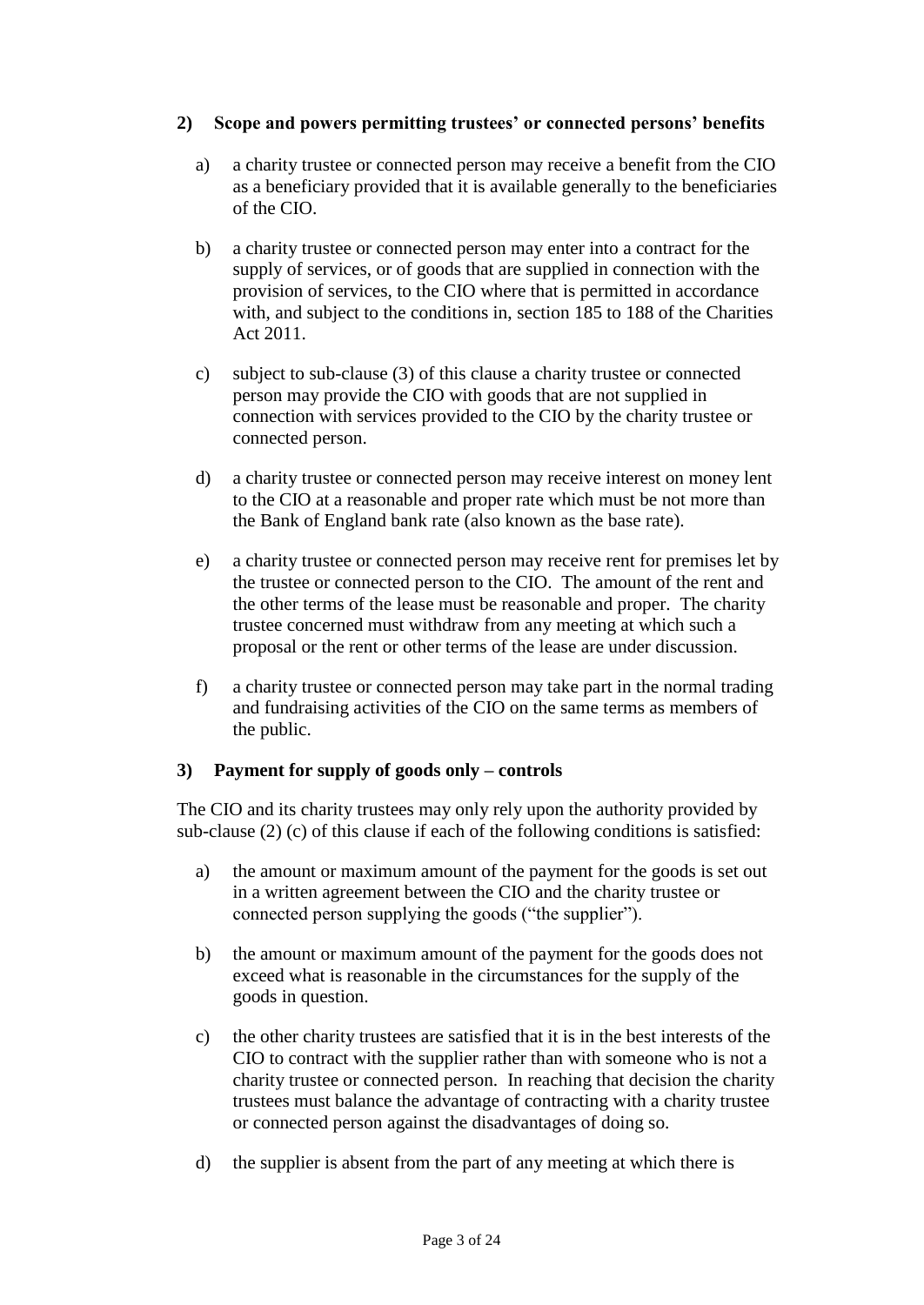## 2) Scope and powers permitting trustees' or connected persons' benefits

a) a charity trustee or connected person may receive a benefit from the CIO as a beneficiary provided that it is available generally to the beneficiaries of the CIO.

b) a charity trustee or connected person may enter into a contract for the supply of services, or of goods that are supplied in connection with the provision of services, to the CIO where that is permitted in accordance with, and subject to the conditions in, section 185 to 188 of the Charities Act 2011.

c) subject to sub-clause (3) of this clause a charity trustee or connected person may provide the CIO with goods that are not supplied in connection with services provided to the CIO by the charity trustee or connected person.

d) a charity trustee or connected person may receive interest on money lent to the CIO at a reasonable and proper rate which must be not more than the Bank of England bank rate (also known as the base rate).

e) a charity trustee or connected person may receive rent for premises let by the trustee or connected person to the CIO. The amount of the rent and the other terms of the lease must be reasonable and proper. The charity trustee concerned must withdraw from any meeting at which such a proposal or the rent or other terms of the lease are under discussion.

f) a charity trustee or connected person may take part in the normal trading and fundraising activities of the CIO on the same terms as members of the public.

## 3) Payment for supply of goods only – controls

The CIO and its charity trustees may only rely upon the authority provided by sub-clause (2) (c) of this clause if each of the following conditions is satisfied:

a) the amount or maximum amount of the payment for the goods is set out in a written agreement between the CIO and the charity trustee or connected person supplying the goods ("the supplier").

b) the amount or maximum amount of the payment for the goods does not exceed what is reasonable in the circumstances for the supply of the goods in question.

c) the other charity trustees are satisfied that it is in the best interests of the CIO to contract with the supplier rather than with someone who is not a charity trustee or connected person. In reaching that decision the charity trustees must balance the advantage of contracting with a charity trustee or connected person against the disadvantages of doing so.

d) the supplier is absent from the part of any meeting at which there is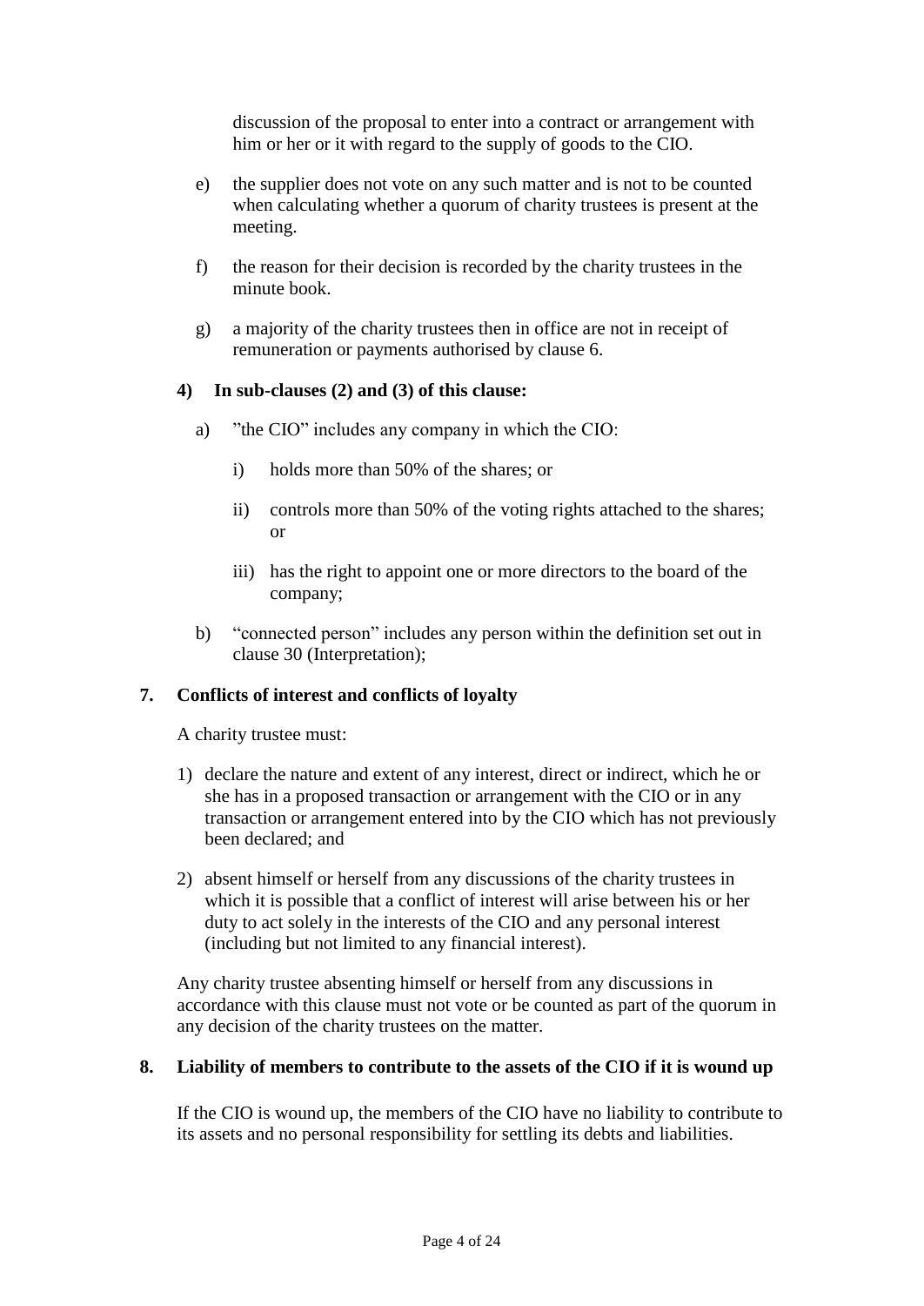discussion of the proposal to enter into a contract or arrangement with him or her or it with regard to the supply of goods to the CIO.

e) the supplier does not vote on any such matter and is not to be counted when calculating whether a quorum of charity trustees is present at the meeting.

f) the reason for their decision is recorded by the charity trustees in the minute book.

g) a majority of the charity trustees then in office are not in receipt of remuneration or payments authorised by clause 6.

**4) In sub-clauses (2) and (3) of this clause:**

a) "the CIO" includes any company in which the CIO:

   i) holds more than 50% of the shares; or

   ii) controls more than 50% of the voting rights attached to the shares; or

   iii) has the right to appoint one or more directors to the board of the company;

b) "connected person" includes any person within the definition set out in clause 30 (Interpretation);

## 7. Conflicts of interest and conflicts of loyalty

A charity trustee must:

1) declare the nature and extent of any interest, direct or indirect, which he or she has in a proposed transaction or arrangement with the CIO or in any transaction or arrangement entered into by the CIO which has not previously been declared; and

2) absent himself or herself from any discussions of the charity trustees in which it is possible that a conflict of interest will arise between his or her duty to act solely in the interests of the CIO and any personal interest (including but not limited to any financial interest).

Any charity trustee absenting himself or herself from any discussions in accordance with this clause must not vote or be counted as part of the quorum in any decision of the charity trustees on the matter.

## 8. Liability of members to contribute to the assets of the CIO if it is wound up

If the CIO is wound up, the members of the CIO have no liability to contribute to its assets and no personal responsibility for settling its debts and liabilities.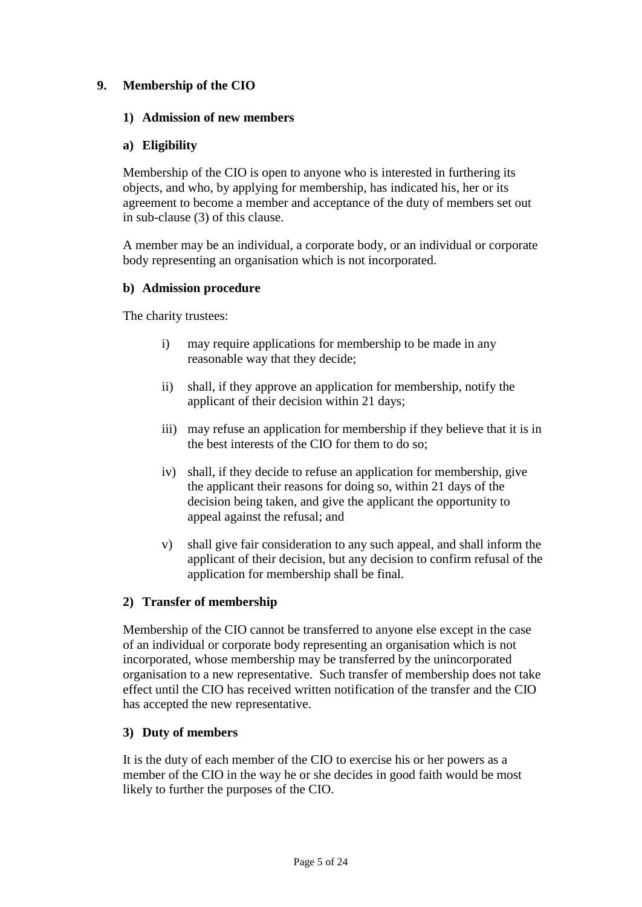## 9. Membership of the CIO

### 1) Admission of new members

#### a) Eligibility

Membership of the CIO is open to anyone who is interested in furthering its objects, and who, by applying for membership, has indicated his, her or its agreement to become a member and acceptance of the duty of members set out in sub-clause (3) of this clause.

A member may be an individual, a corporate body, or an individual or corporate body representing an organisation which is not incorporated.

#### b) Admission procedure

The charity trustees:

- i) may require applications for membership to be made in any reasonable way that they decide;
- ii) shall, if they approve an application for membership, notify the applicant of their decision within 21 days;
- iii) may refuse an application for membership if they believe that it is in the best interests of the CIO for them to do so;
- iv) shall, if they decide to refuse an application for membership, give the applicant their reasons for doing so, within 21 days of the decision being taken, and give the applicant the opportunity to appeal against the refusal; and
- v) shall give fair consideration to any such appeal, and shall inform the applicant of their decision, but any decision to confirm refusal of the application for membership shall be final.

### 2) Transfer of membership

Membership of the CIO cannot be transferred to anyone else except in the case of an individual or corporate body representing an organisation which is not incorporated, whose membership may be transferred by the unincorporated organisation to a new representative. Such transfer of membership does not take effect until the CIO has received written notification of the transfer and the CIO has accepted the new representative.

### 3) Duty of members

It is the duty of each member of the CIO to exercise his or her powers as a member of the CIO in the way he or she decides in good faith would be most likely to further the purposes of the CIO.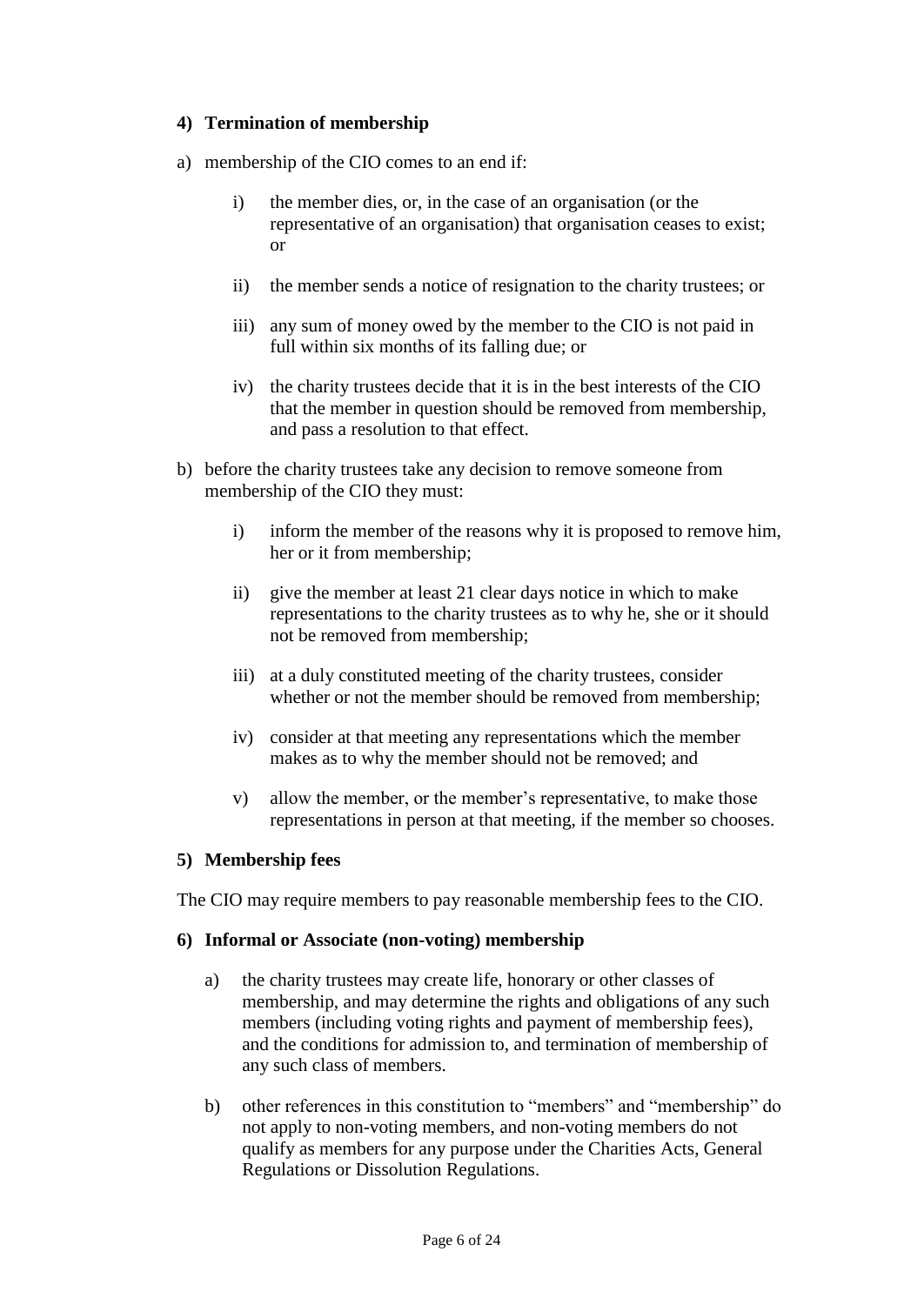#### 4) Termination of membership

a) membership of the CIO comes to an end if:

   i) the member dies, or, in the case of an organisation (or the representative of an organisation) that organisation ceases to exist; or

   ii) the member sends a notice of resignation to the charity trustees; or

   iii) any sum of money owed by the member to the CIO is not paid in full within six months of its falling due; or

   iv) the charity trustees decide that it is in the best interests of the CIO that the member in question should be removed from membership, and pass a resolution to that effect.

b) before the charity trustees take any decision to remove someone from membership of the CIO they must:

   i) inform the member of the reasons why it is proposed to remove him, her or it from membership;

   ii) give the member at least 21 clear days notice in which to make representations to the charity trustees as to why he, she or it should not be removed from membership;

   iii) at a duly constituted meeting of the charity trustees, consider whether or not the member should be removed from membership;

   iv) consider at that meeting any representations which the member makes as to why the member should not be removed; and

   v) allow the member, or the member's representative, to make those representations in person at that meeting, if the member so chooses.

#### 5) Membership fees

The CIO may require members to pay reasonable membership fees to the CIO.

#### 6) Informal or Associate (non-voting) membership

a) the charity trustees may create life, honorary or other classes of membership, and may determine the rights and obligations of any such members (including voting rights and payment of membership fees), and the conditions for admission to, and termination of membership of any such class of members.

b) other references in this constitution to "members" and "membership" do not apply to non-voting members, and non-voting members do not qualify as members for any purpose under the Charities Acts, General Regulations or Dissolution Regulations.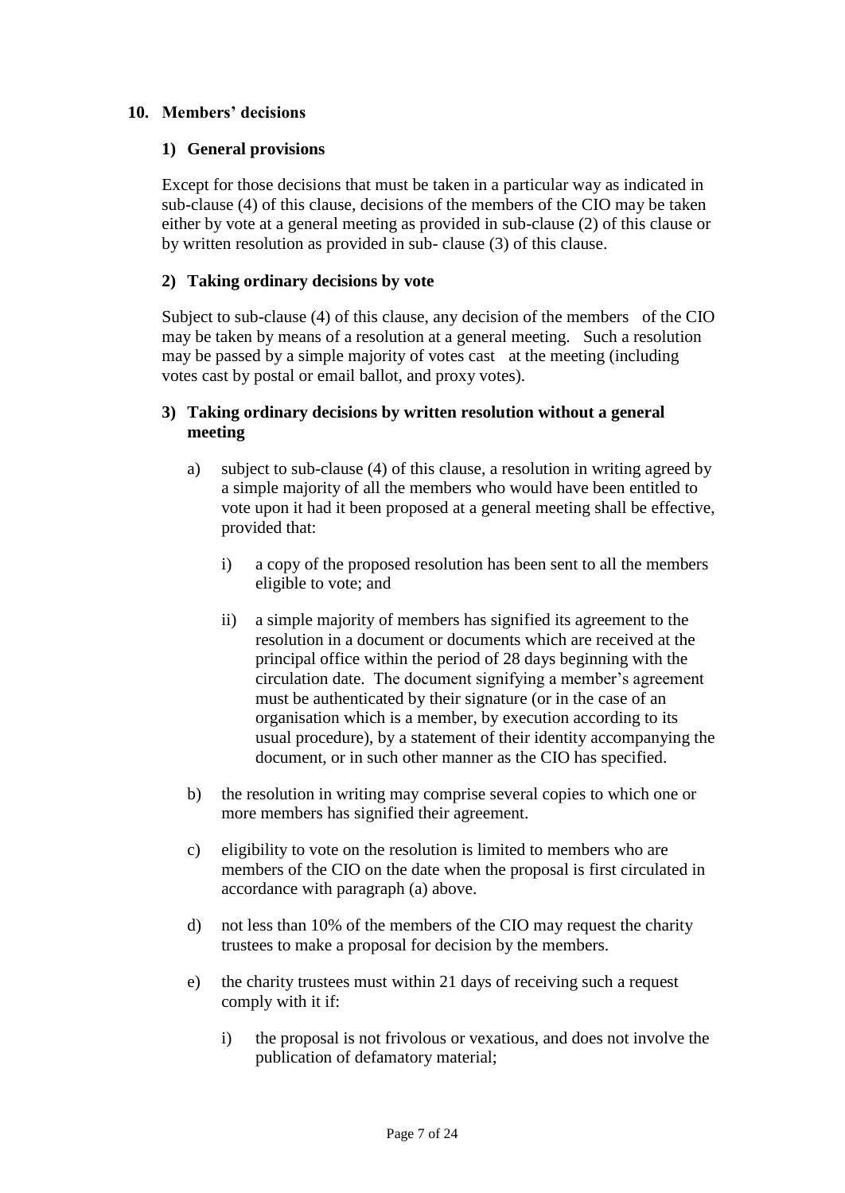## 10. Members' decisions

### 1) General provisions

Except for those decisions that must be taken in a particular way as indicated in sub-clause (4) of this clause, decisions of the members of the CIO may be taken either by vote at a general meeting as provided in sub-clause (2) of this clause or by written resolution as provided in sub- clause (3) of this clause.

### 2) Taking ordinary decisions by vote

Subject to sub-clause (4) of this clause, any decision of the members of the CIO may be taken by means of a resolution at a general meeting. Such a resolution may be passed by a simple majority of votes cast at the meeting (including votes cast by postal or email ballot, and proxy votes).

### 3) Taking ordinary decisions by written resolution without a general meeting

a) subject to sub-clause (4) of this clause, a resolution in writing agreed by a simple majority of all the members who would have been entitled to vote upon it had it been proposed at a general meeting shall be effective, provided that:

   i) a copy of the proposed resolution has been sent to all the members eligible to vote; and

   ii) a simple majority of members has signified its agreement to the resolution in a document or documents which are received at the principal office within the period of 28 days beginning with the circulation date. The document signifying a member's agreement must be authenticated by their signature (or in the case of an organisation which is a member, by execution according to its usual procedure), by a statement of their identity accompanying the document, or in such other manner as the CIO has specified.

b) the resolution in writing may comprise several copies to which one or more members has signified their agreement.

c) eligibility to vote on the resolution is limited to members who are members of the CIO on the date when the proposal is first circulated in accordance with paragraph (a) above.

d) not less than 10% of the members of the CIO may request the charity trustees to make a proposal for decision by the members.

e) the charity trustees must within 21 days of receiving such a request comply with it if:

   i) the proposal is not frivolous or vexatious, and does not involve the publication of defamatory material;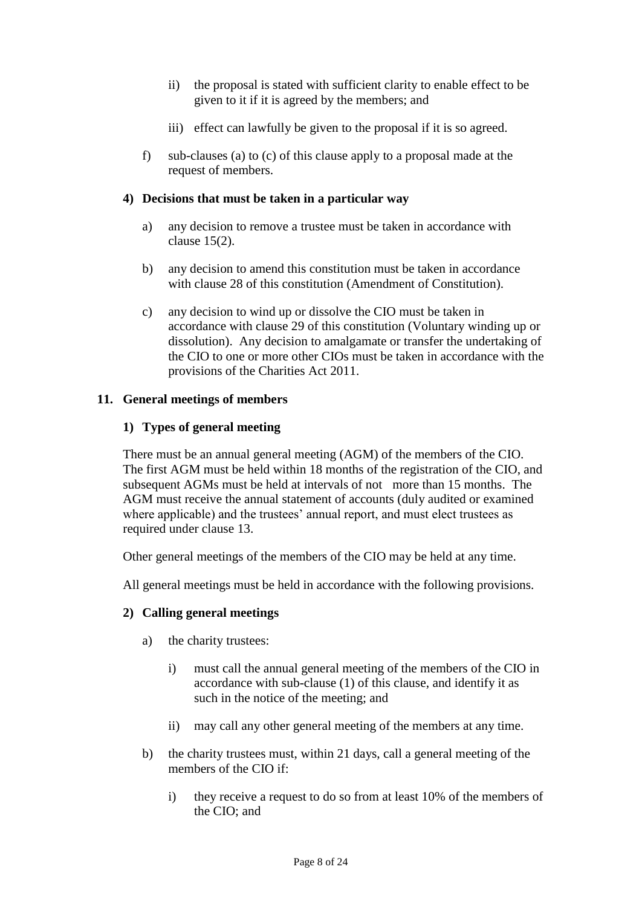ii) the proposal is stated with sufficient clarity to enable effect to be given to it if it is agreed by the members; and

iii) effect can lawfully be given to the proposal if it is so agreed.

f) sub-clauses (a) to (c) of this clause apply to a proposal made at the request of members.

**4) Decisions that must be taken in a particular way**

a) any decision to remove a trustee must be taken in accordance with clause 15(2).

b) any decision to amend this constitution must be taken in accordance with clause 28 of this constitution (Amendment of Constitution).

c) any decision to wind up or dissolve the CIO must be taken in accordance with clause 29 of this constitution (Voluntary winding up or dissolution). Any decision to amalgamate or transfer the undertaking of the CIO to one or more other CIOs must be taken in accordance with the provisions of the Charities Act 2011.

## 11. General meetings of members

**1) Types of general meeting**

There must be an annual general meeting (AGM) of the members of the CIO. The first AGM must be held within 18 months of the registration of the CIO, and subsequent AGMs must be held at intervals of not more than 15 months. The AGM must receive the annual statement of accounts (duly audited or examined where applicable) and the trustees' annual report, and must elect trustees as required under clause 13.

Other general meetings of the members of the CIO may be held at any time.

All general meetings must be held in accordance with the following provisions.

**2) Calling general meetings**

a) the charity trustees:

i) must call the annual general meeting of the members of the CIO in accordance with sub-clause (1) of this clause, and identify it as such in the notice of the meeting; and

ii) may call any other general meeting of the members at any time.

b) the charity trustees must, within 21 days, call a general meeting of the members of the CIO if:

i) they receive a request to do so from at least 10% of the members of the CIO; and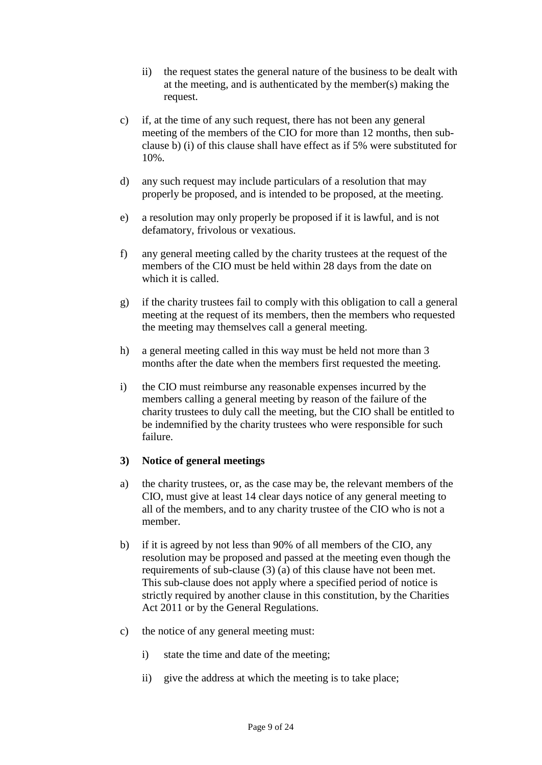ii) the request states the general nature of the business to be dealt with at the meeting, and is authenticated by the member(s) making the request.

c) if, at the time of any such request, there has not been any general meeting of the members of the CIO for more than 12 months, then sub-clause b) (i) of this clause shall have effect as if 5% were substituted for 10%.

d) any such request may include particulars of a resolution that may properly be proposed, and is intended to be proposed, at the meeting.

e) a resolution may only properly be proposed if it is lawful, and is not defamatory, frivolous or vexatious.

f) any general meeting called by the charity trustees at the request of the members of the CIO must be held within 28 days from the date on which it is called.

g) if the charity trustees fail to comply with this obligation to call a general meeting at the request of its members, then the members who requested the meeting may themselves call a general meeting.

h) a general meeting called in this way must be held not more than 3 months after the date when the members first requested the meeting.

i) the CIO must reimburse any reasonable expenses incurred by the members calling a general meeting by reason of the failure of the charity trustees to duly call the meeting, but the CIO shall be entitled to be indemnified by the charity trustees who were responsible for such failure.

**3) Notice of general meetings**

a) the charity trustees, or, as the case may be, the relevant members of the CIO, must give at least 14 clear days notice of any general meeting to all of the members, and to any charity trustee of the CIO who is not a member.

b) if it is agreed by not less than 90% of all members of the CIO, any resolution may be proposed and passed at the meeting even though the requirements of sub-clause (3) (a) of this clause have not been met. This sub-clause does not apply where a specified period of notice is strictly required by another clause in this constitution, by the Charities Act 2011 or by the General Regulations.

c) the notice of any general meeting must:

    i) state the time and date of the meeting;

    ii) give the address at which the meeting is to take place;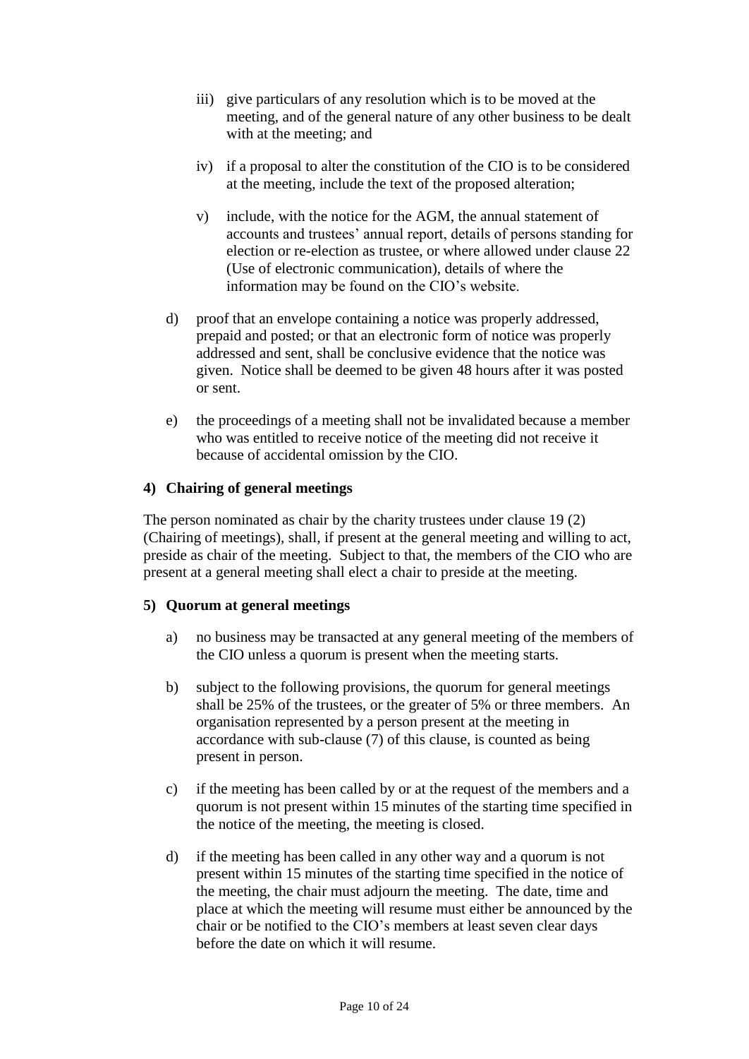iii) give particulars of any resolution which is to be moved at the meeting, and of the general nature of any other business to be dealt with at the meeting; and

iv) if a proposal to alter the constitution of the CIO is to be considered at the meeting, include the text of the proposed alteration;

v) include, with the notice for the AGM, the annual statement of accounts and trustees' annual report, details of persons standing for election or re-election as trustee, or where allowed under clause 22 (Use of electronic communication), details of where the information may be found on the CIO's website.

d) proof that an envelope containing a notice was properly addressed, prepaid and posted; or that an electronic form of notice was properly addressed and sent, shall be conclusive evidence that the notice was given. Notice shall be deemed to be given 48 hours after it was posted or sent.

e) the proceedings of a meeting shall not be invalidated because a member who was entitled to receive notice of the meeting did not receive it because of accidental omission by the CIO.

**4) Chairing of general meetings**

The person nominated as chair by the charity trustees under clause 19 (2) (Chairing of meetings), shall, if present at the general meeting and willing to act, preside as chair of the meeting. Subject to that, the members of the CIO who are present at a general meeting shall elect a chair to preside at the meeting.

**5) Quorum at general meetings**

a) no business may be transacted at any general meeting of the members of the CIO unless a quorum is present when the meeting starts.

b) subject to the following provisions, the quorum for general meetings shall be 25% of the trustees, or the greater of 5% or three members. An organisation represented by a person present at the meeting in accordance with sub-clause (7) of this clause, is counted as being present in person.

c) if the meeting has been called by or at the request of the members and a quorum is not present within 15 minutes of the starting time specified in the notice of the meeting, the meeting is closed.

d) if the meeting has been called in any other way and a quorum is not present within 15 minutes of the starting time specified in the notice of the meeting, the chair must adjourn the meeting. The date, time and place at which the meeting will resume must either be announced by the chair or be notified to the CIO's members at least seven clear days before the date on which it will resume.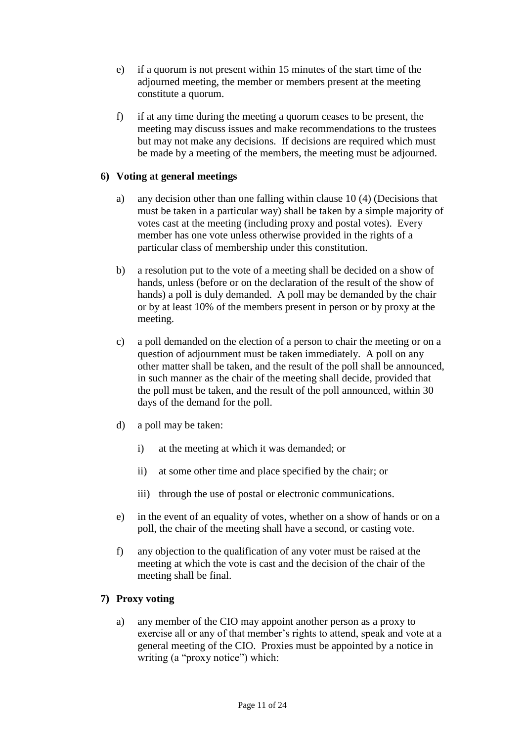e) if a quorum is not present within 15 minutes of the start time of the adjourned meeting, the member or members present at the meeting constitute a quorum.

f) if at any time during the meeting a quorum ceases to be present, the meeting may discuss issues and make recommendations to the trustees but may not make any decisions. If decisions are required which must be made by a meeting of the members, the meeting must be adjourned.

**6) Voting at general meetings**

a) any decision other than one falling within clause 10 (4) (Decisions that must be taken in a particular way) shall be taken by a simple majority of votes cast at the meeting (including proxy and postal votes). Every member has one vote unless otherwise provided in the rights of a particular class of membership under this constitution.

b) a resolution put to the vote of a meeting shall be decided on a show of hands, unless (before or on the declaration of the result of the show of hands) a poll is duly demanded. A poll may be demanded by the chair or by at least 10% of the members present in person or by proxy at the meeting.

c) a poll demanded on the election of a person to chair the meeting or on a question of adjournment must be taken immediately. A poll on any other matter shall be taken, and the result of the poll shall be announced, in such manner as the chair of the meeting shall decide, provided that the poll must be taken, and the result of the poll announced, within 30 days of the demand for the poll.

d) a poll may be taken:

   i) at the meeting at which it was demanded; or

   ii) at some other time and place specified by the chair; or

   iii) through the use of postal or electronic communications.

e) in the event of an equality of votes, whether on a show of hands or on a poll, the chair of the meeting shall have a second, or casting vote.

f) any objection to the qualification of any voter must be raised at the meeting at which the vote is cast and the decision of the chair of the meeting shall be final.

**7) Proxy voting**

a) any member of the CIO may appoint another person as a proxy to exercise all or any of that member's rights to attend, speak and vote at a general meeting of the CIO. Proxies must be appointed by a notice in writing (a "proxy notice") which: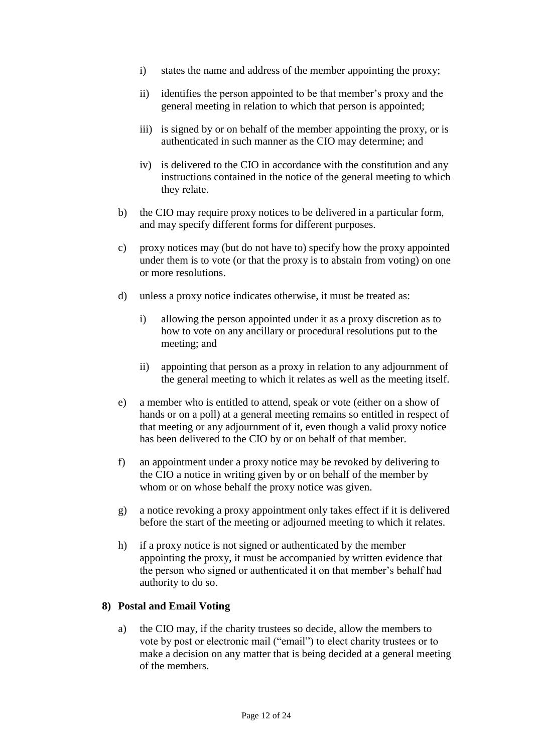i) states the name and address of the member appointing the proxy;

   ii) identifies the person appointed to be that member's proxy and the general meeting in relation to which that person is appointed;

   iii) is signed by or on behalf of the member appointing the proxy, or is authenticated in such manner as the CIO may determine; and

   iv) is delivered to the CIO in accordance with the constitution and any instructions contained in the notice of the general meeting to which they relate.

b) the CIO may require proxy notices to be delivered in a particular form, and may specify different forms for different purposes.

c) proxy notices may (but do not have to) specify how the proxy appointed under them is to vote (or that the proxy is to abstain from voting) on one or more resolutions.

d) unless a proxy notice indicates otherwise, it must be treated as:

   i) allowing the person appointed under it as a proxy discretion as to how to vote on any ancillary or procedural resolutions put to the meeting; and

   ii) appointing that person as a proxy in relation to any adjournment of the general meeting to which it relates as well as the meeting itself.

e) a member who is entitled to attend, speak or vote (either on a show of hands or on a poll) at a general meeting remains so entitled in respect of that meeting or any adjournment of it, even though a valid proxy notice has been delivered to the CIO by or on behalf of that member.

f) an appointment under a proxy notice may be revoked by delivering to the CIO a notice in writing given by or on behalf of the member by whom or on whose behalf the proxy notice was given.

g) a notice revoking a proxy appointment only takes effect if it is delivered before the start of the meeting or adjourned meeting to which it relates.

h) if a proxy notice is not signed or authenticated by the member appointing the proxy, it must be accompanied by written evidence that the person who signed or authenticated it on that member's behalf had authority to do so.

**8) Postal and Email Voting**

a) the CIO may, if the charity trustees so decide, allow the members to vote by post or electronic mail ("email") to elect charity trustees or to make a decision on any matter that is being decided at a general meeting of the members.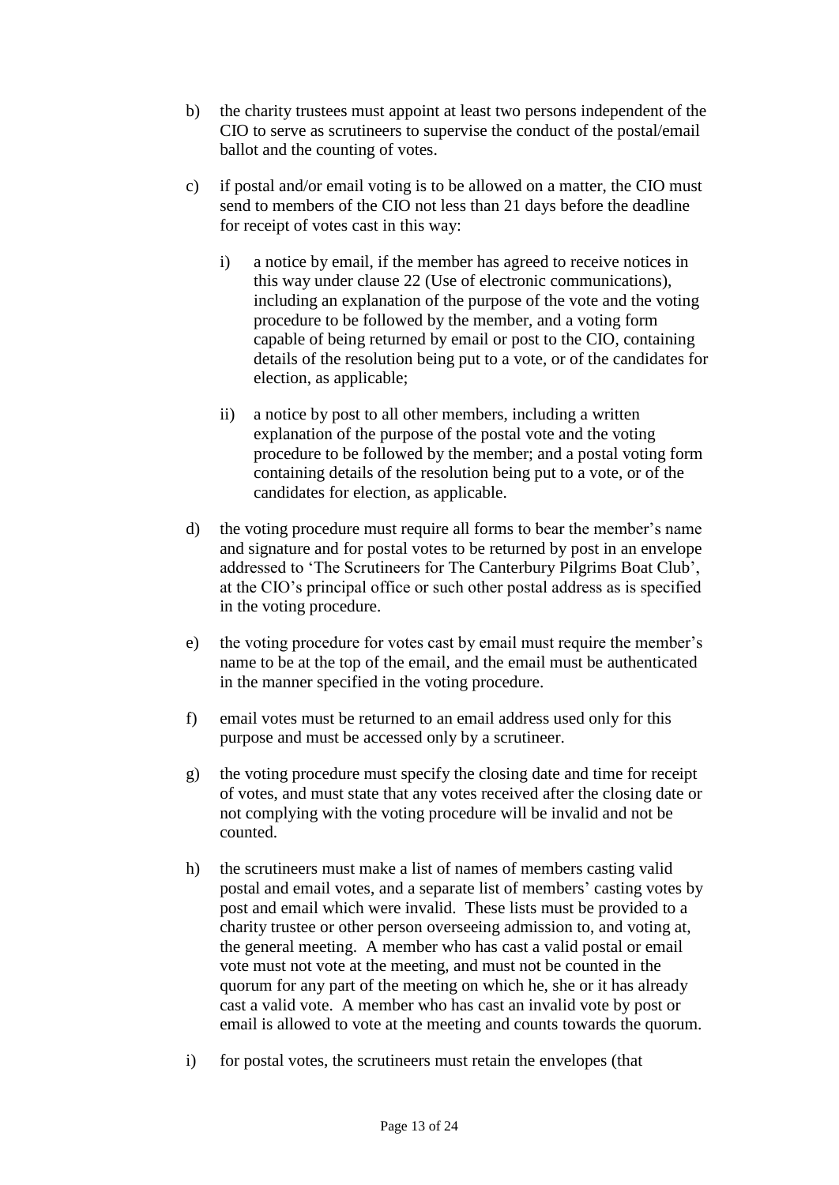b) the charity trustees must appoint at least two persons independent of the CIO to serve as scrutineers to supervise the conduct of the postal/email ballot and the counting of votes.

c) if postal and/or email voting is to be allowed on a matter, the CIO must send to members of the CIO not less than 21 days before the deadline for receipt of votes cast in this way:

   i) a notice by email, if the member has agreed to receive notices in this way under clause 22 (Use of electronic communications), including an explanation of the purpose of the vote and the voting procedure to be followed by the member, and a voting form capable of being returned by email or post to the CIO, containing details of the resolution being put to a vote, or of the candidates for election, as applicable;

   ii) a notice by post to all other members, including a written explanation of the purpose of the postal vote and the voting procedure to be followed by the member; and a postal voting form containing details of the resolution being put to a vote, or of the candidates for election, as applicable.

d) the voting procedure must require all forms to bear the member's name and signature and for postal votes to be returned by post in an envelope addressed to 'The Scrutineers for The Canterbury Pilgrims Boat Club', at the CIO's principal office or such other postal address as is specified in the voting procedure.

e) the voting procedure for votes cast by email must require the member's name to be at the top of the email, and the email must be authenticated in the manner specified in the voting procedure.

f) email votes must be returned to an email address used only for this purpose and must be accessed only by a scrutineer.

g) the voting procedure must specify the closing date and time for receipt of votes, and must state that any votes received after the closing date or not complying with the voting procedure will be invalid and not be counted.

h) the scrutineers must make a list of names of members casting valid postal and email votes, and a separate list of members' casting votes by post and email which were invalid. These lists must be provided to a charity trustee or other person overseeing admission to, and voting at, the general meeting. A member who has cast a valid postal or email vote must not vote at the meeting, and must not be counted in the quorum for any part of the meeting on which he, she or it has already cast a valid vote. A member who has cast an invalid vote by post or email is allowed to vote at the meeting and counts towards the quorum.

i) for postal votes, the scrutineers must retain the envelopes (that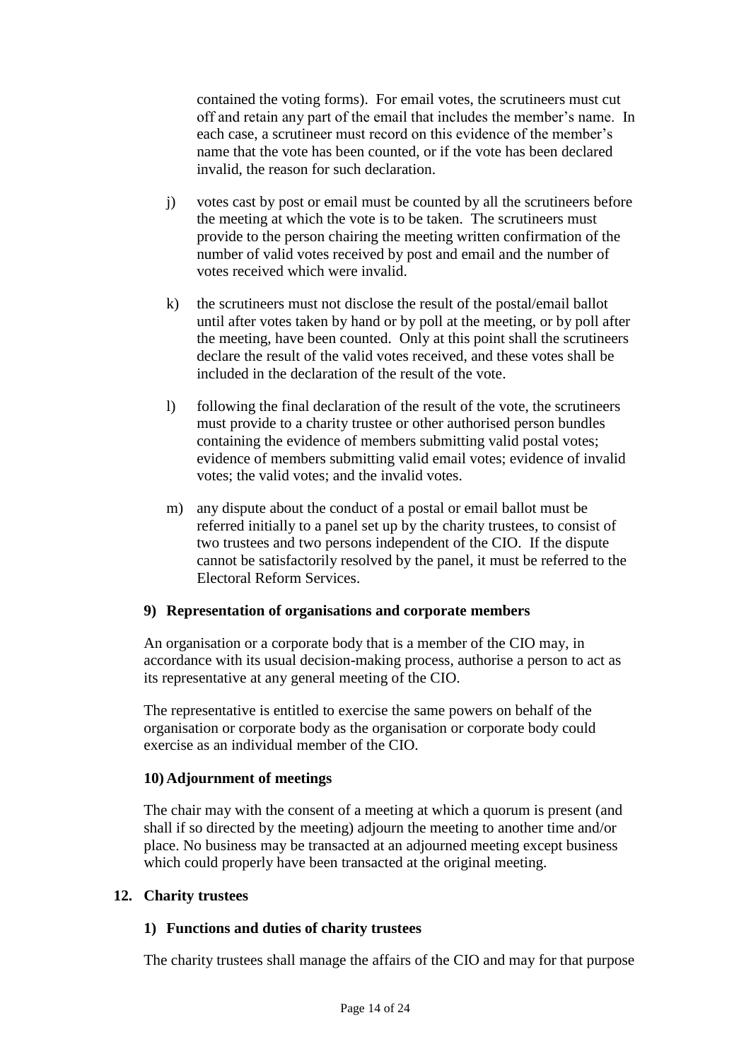contained the voting forms). For email votes, the scrutineers must cut off and retain any part of the email that includes the member's name. In each case, a scrutineer must record on this evidence of the member's name that the vote has been counted, or if the vote has been declared invalid, the reason for such declaration.

j) votes cast by post or email must be counted by all the scrutineers before the meeting at which the vote is to be taken. The scrutineers must provide to the person chairing the meeting written confirmation of the number of valid votes received by post and email and the number of votes received which were invalid.

k) the scrutineers must not disclose the result of the postal/email ballot until after votes taken by hand or by poll at the meeting, or by poll after the meeting, have been counted. Only at this point shall the scrutineers declare the result of the valid votes received, and these votes shall be included in the declaration of the result of the vote.

l) following the final declaration of the result of the vote, the scrutineers must provide to a charity trustee or other authorised person bundles containing the evidence of members submitting valid postal votes; evidence of members submitting valid email votes; evidence of invalid votes; the valid votes; and the invalid votes.

m) any dispute about the conduct of a postal or email ballot must be referred initially to a panel set up by the charity trustees, to consist of two trustees and two persons independent of the CIO. If the dispute cannot be satisfactorily resolved by the panel, it must be referred to the Electoral Reform Services.

**9) Representation of organisations and corporate members**

An organisation or a corporate body that is a member of the CIO may, in accordance with its usual decision-making process, authorise a person to act as its representative at any general meeting of the CIO.

The representative is entitled to exercise the same powers on behalf of the organisation or corporate body as the organisation or corporate body could exercise as an individual member of the CIO.

**10) Adjournment of meetings**

The chair may with the consent of a meeting at which a quorum is present (and shall if so directed by the meeting) adjourn the meeting to another time and/or place. No business may be transacted at an adjourned meeting except business which could properly have been transacted at the original meeting.

## 12. Charity trustees

**1) Functions and duties of charity trustees**

The charity trustees shall manage the affairs of the CIO and may for that purpose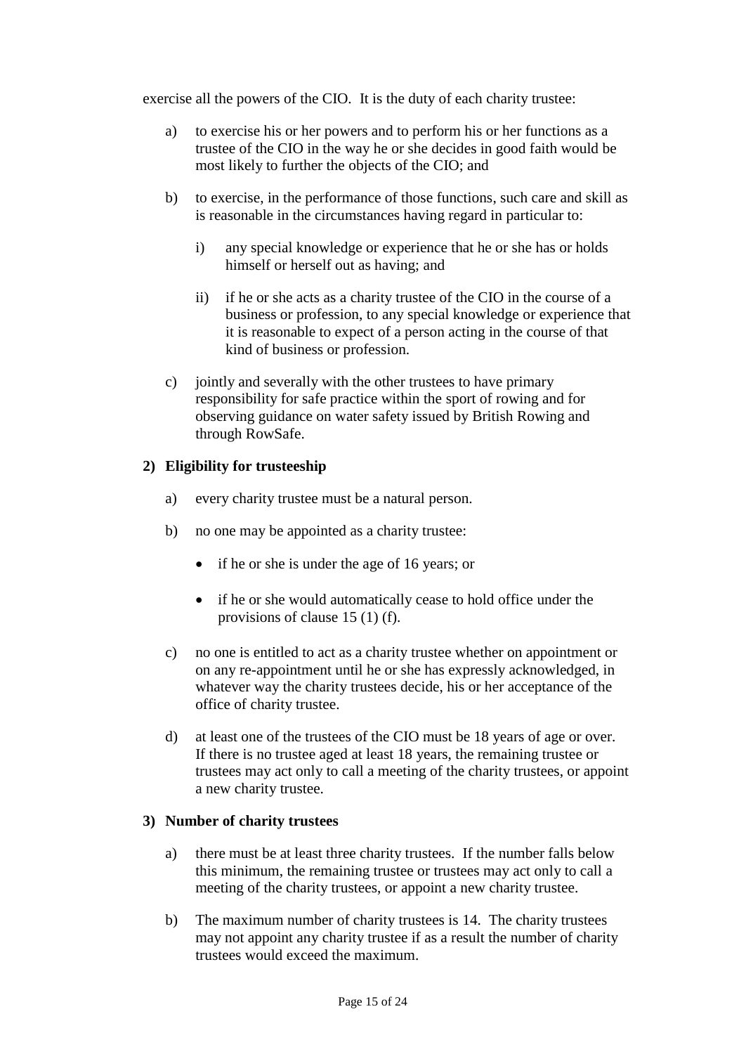exercise all the powers of the CIO. It is the duty of each charity trustee:

a) to exercise his or her powers and to perform his or her functions as a trustee of the CIO in the way he or she decides in good faith would be most likely to further the objects of the CIO; and

b) to exercise, in the performance of those functions, such care and skill as is reasonable in the circumstances having regard in particular to:

   i) any special knowledge or experience that he or she has or holds himself or herself out as having; and

   ii) if he or she acts as a charity trustee of the CIO in the course of a business or profession, to any special knowledge or experience that it is reasonable to expect of a person acting in the course of that kind of business or profession.

c) jointly and severally with the other trustees to have primary responsibility for safe practice within the sport of rowing and for observing guidance on water safety issued by British Rowing and through RowSafe.

**2) Eligibility for trusteeship**

a) every charity trustee must be a natural person.

b) no one may be appointed as a charity trustee:

   - if he or she is under the age of 16 years; or
   - if he or she would automatically cease to hold office under the provisions of clause 15 (1) (f).

c) no one is entitled to act as a charity trustee whether on appointment or on any re-appointment until he or she has expressly acknowledged, in whatever way the charity trustees decide, his or her acceptance of the office of charity trustee.

d) at least one of the trustees of the CIO must be 18 years of age or over. If there is no trustee aged at least 18 years, the remaining trustee or trustees may act only to call a meeting of the charity trustees, or appoint a new charity trustee.

**3) Number of charity trustees**

a) there must be at least three charity trustees. If the number falls below this minimum, the remaining trustee or trustees may act only to call a meeting of the charity trustees, or appoint a new charity trustee.

b) The maximum number of charity trustees is 14. The charity trustees may not appoint any charity trustee if as a result the number of charity trustees would exceed the maximum.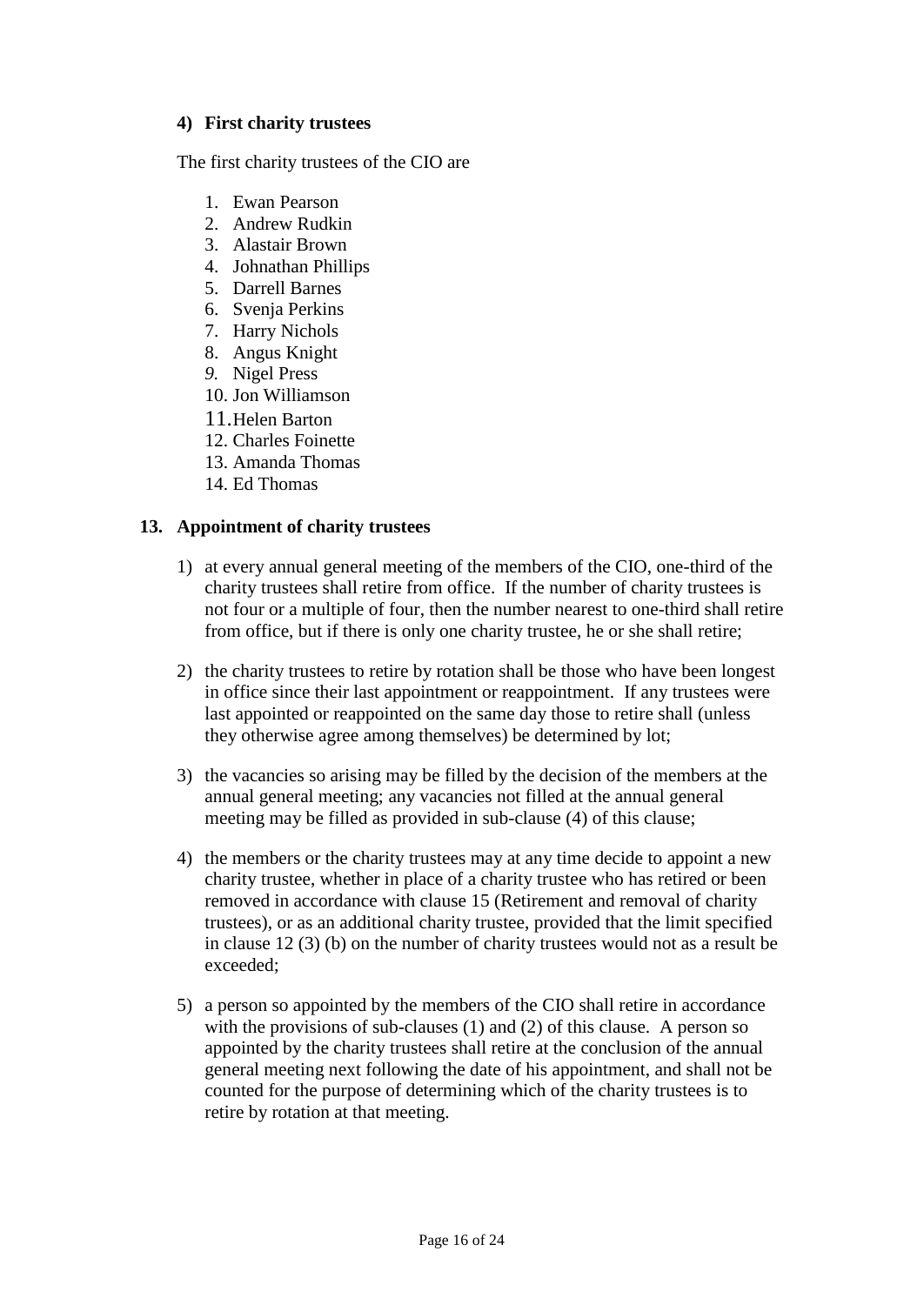### 4) First charity trustees

The first charity trustees of the CIO are

1. Ewan Pearson
2. Andrew Rudkin
3. Alastair Brown
4. Johnathan Phillips
5. Darrell Barnes
6. Svenja Perkins
7. Harry Nichols
8. Angus Knight
9. Nigel Press
10. Jon Williamson
11. Helen Barton
12. Charles Foinette
13. Amanda Thomas
14. Ed Thomas

### 13. Appointment of charity trustees

1) at every annual general meeting of the members of the CIO, one-third of the charity trustees shall retire from office. If the number of charity trustees is not four or a multiple of four, then the number nearest to one-third shall retire from office, but if there is only one charity trustee, he or she shall retire;

2) the charity trustees to retire by rotation shall be those who have been longest in office since their last appointment or reappointment. If any trustees were last appointed or reappointed on the same day those to retire shall (unless they otherwise agree among themselves) be determined by lot;

3) the vacancies so arising may be filled by the decision of the members at the annual general meeting; any vacancies not filled at the annual general meeting may be filled as provided in sub-clause (4) of this clause;

4) the members or the charity trustees may at any time decide to appoint a new charity trustee, whether in place of a charity trustee who has retired or been removed in accordance with clause 15 (Retirement and removal of charity trustees), or as an additional charity trustee, provided that the limit specified in clause 12 (3) (b) on the number of charity trustees would not as a result be exceeded;

5) a person so appointed by the members of the CIO shall retire in accordance with the provisions of sub-clauses (1) and (2) of this clause. A person so appointed by the charity trustees shall retire at the conclusion of the annual general meeting next following the date of his appointment, and shall not be counted for the purpose of determining which of the charity trustees is to retire by rotation at that meeting.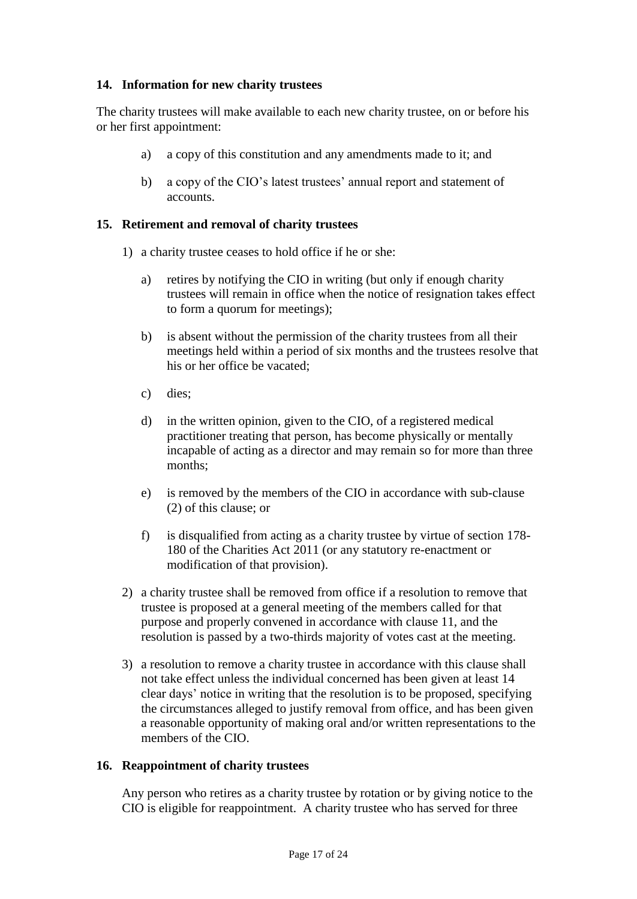## 14. Information for new charity trustees

The charity trustees will make available to each new charity trustee, on or before his or her first appointment:

a) a copy of this constitution and any amendments made to it; and

b) a copy of the CIO's latest trustees' annual report and statement of accounts.

## 15. Retirement and removal of charity trustees

1) a charity trustee ceases to hold office if he or she:

   a) retires by notifying the CIO in writing (but only if enough charity trustees will remain in office when the notice of resignation takes effect to form a quorum for meetings);

   b) is absent without the permission of the charity trustees from all their meetings held within a period of six months and the trustees resolve that his or her office be vacated;

   c) dies;

   d) in the written opinion, given to the CIO, of a registered medical practitioner treating that person, has become physically or mentally incapable of acting as a director and may remain so for more than three months;

   e) is removed by the members of the CIO in accordance with sub-clause (2) of this clause; or

   f) is disqualified from acting as a charity trustee by virtue of section 178-180 of the Charities Act 2011 (or any statutory re-enactment or modification of that provision).

2) a charity trustee shall be removed from office if a resolution to remove that trustee is proposed at a general meeting of the members called for that purpose and properly convened in accordance with clause 11, and the resolution is passed by a two-thirds majority of votes cast at the meeting.

3) a resolution to remove a charity trustee in accordance with this clause shall not take effect unless the individual concerned has been given at least 14 clear days' notice in writing that the resolution is to be proposed, specifying the circumstances alleged to justify removal from office, and has been given a reasonable opportunity of making oral and/or written representations to the members of the CIO.

## 16. Reappointment of charity trustees

Any person who retires as a charity trustee by rotation or by giving notice to the CIO is eligible for reappointment. A charity trustee who has served for three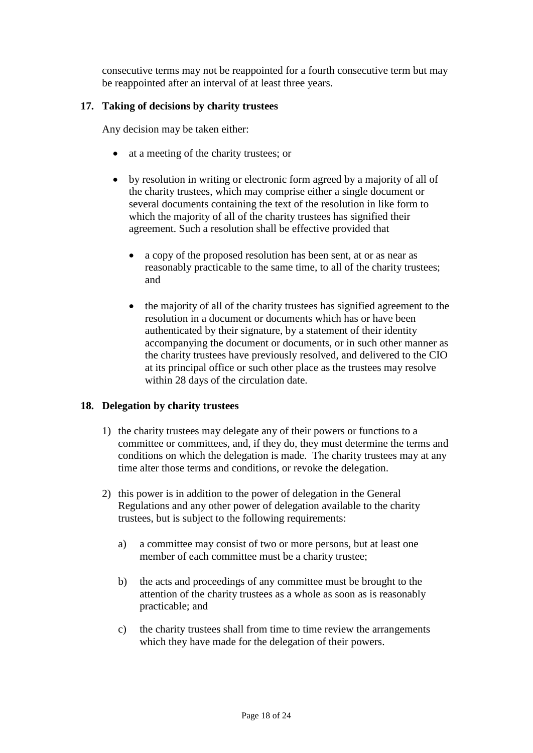consecutive terms may not be reappointed for a fourth consecutive term but may be reappointed after an interval of at least three years.

**17. Taking of decisions by charity trustees**

Any decision may be taken either:

- at a meeting of the charity trustees; or
- by resolution in writing or electronic form agreed by a majority of all of the charity trustees, which may comprise either a single document or several documents containing the text of the resolution in like form to which the majority of all of the charity trustees has signified their agreement. Such a resolution shall be effective provided that
  - a copy of the proposed resolution has been sent, at or as near as reasonably practicable to the same time, to all of the charity trustees; and
  - the majority of all of the charity trustees has signified agreement to the resolution in a document or documents which has or have been authenticated by their signature, by a statement of their identity accompanying the document or documents, or in such other manner as the charity trustees have previously resolved, and delivered to the CIO at its principal office or such other place as the trustees may resolve within 28 days of the circulation date.

**18. Delegation by charity trustees**

1) the charity trustees may delegate any of their powers or functions to a committee or committees, and, if they do, they must determine the terms and conditions on which the delegation is made. The charity trustees may at any time alter those terms and conditions, or revoke the delegation.
2) this power is in addition to the power of delegation in the General Regulations and any other power of delegation available to the charity trustees, but is subject to the following requirements:
   a) a committee may consist of two or more persons, but at least one member of each committee must be a charity trustee;
   b) the acts and proceedings of any committee must be brought to the attention of the charity trustees as a whole as soon as is reasonably practicable; and
   c) the charity trustees shall from time to time review the arrangements which they have made for the delegation of their powers.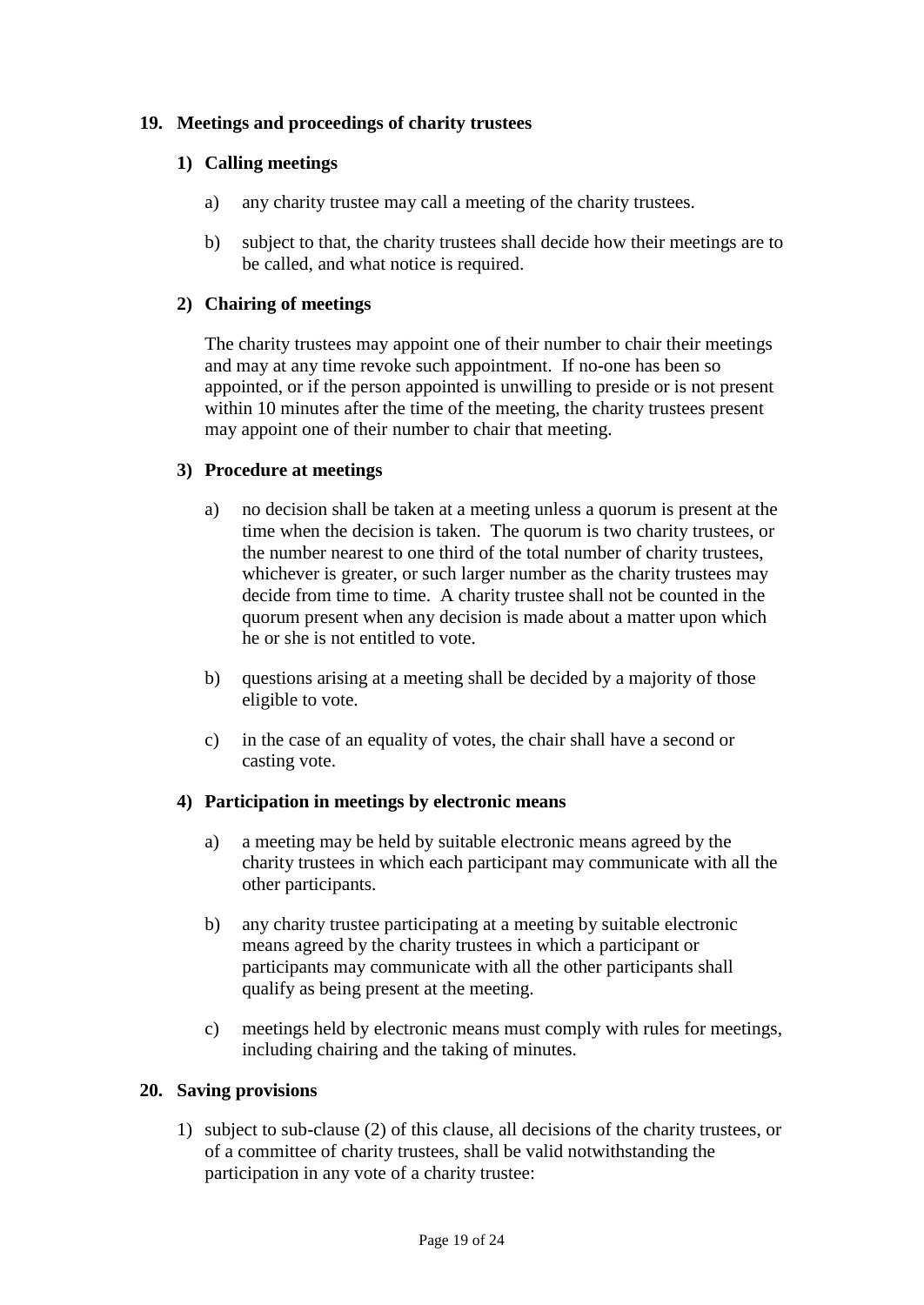## 19. Meetings and proceedings of charity trustees

### 1) Calling meetings

a) any charity trustee may call a meeting of the charity trustees.

b) subject to that, the charity trustees shall decide how their meetings are to be called, and what notice is required.

### 2) Chairing of meetings

The charity trustees may appoint one of their number to chair their meetings and may at any time revoke such appointment. If no-one has been so appointed, or if the person appointed is unwilling to preside or is not present within 10 minutes after the time of the meeting, the charity trustees present may appoint one of their number to chair that meeting.

### 3) Procedure at meetings

a) no decision shall be taken at a meeting unless a quorum is present at the time when the decision is taken. The quorum is two charity trustees, or the number nearest to one third of the total number of charity trustees, whichever is greater, or such larger number as the charity trustees may decide from time to time. A charity trustee shall not be counted in the quorum present when any decision is made about a matter upon which he or she is not entitled to vote.

b) questions arising at a meeting shall be decided by a majority of those eligible to vote.

c) in the case of an equality of votes, the chair shall have a second or casting vote.

### 4) Participation in meetings by electronic means

a) a meeting may be held by suitable electronic means agreed by the charity trustees in which each participant may communicate with all the other participants.

b) any charity trustee participating at a meeting by suitable electronic means agreed by the charity trustees in which a participant or participants may communicate with all the other participants shall qualify as being present at the meeting.

c) meetings held by electronic means must comply with rules for meetings, including chairing and the taking of minutes.

## 20. Saving provisions

1) subject to sub-clause (2) of this clause, all decisions of the charity trustees, or of a committee of charity trustees, shall be valid notwithstanding the participation in any vote of a charity trustee: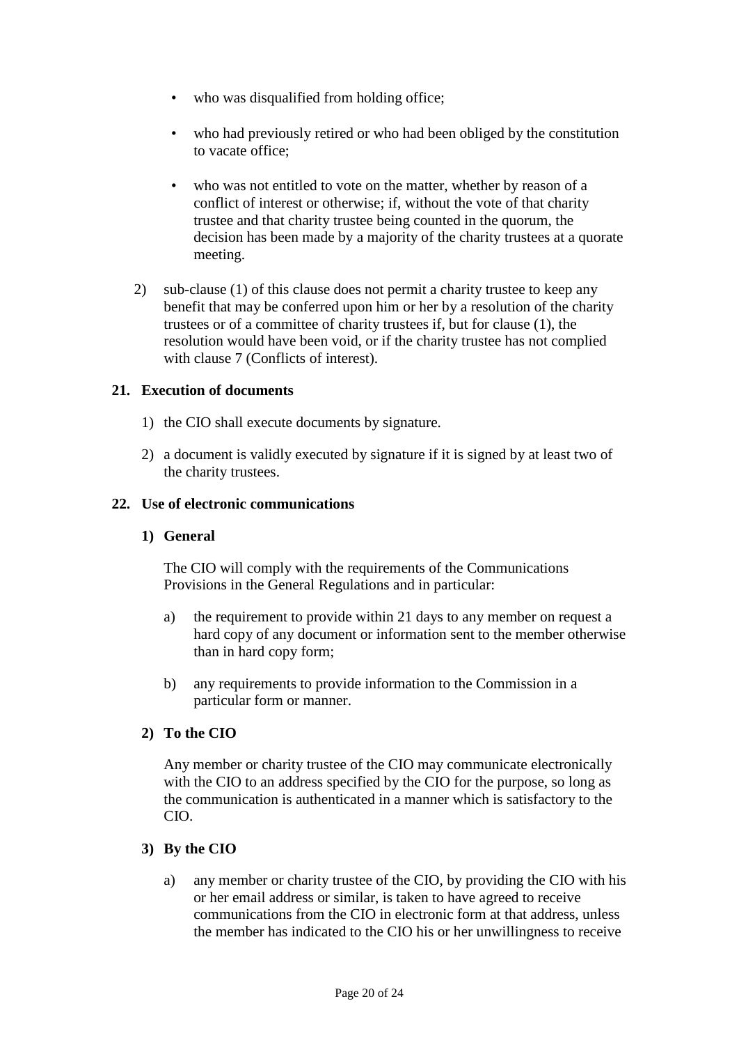- who was disqualified from holding office;
- who had previously retired or who had been obliged by the constitution to vacate office;
- who was not entitled to vote on the matter, whether by reason of a conflict of interest or otherwise; if, without the vote of that charity trustee and that charity trustee being counted in the quorum, the decision has been made by a majority of the charity trustees at a quorate meeting.

2) sub-clause (1) of this clause does not permit a charity trustee to keep any benefit that may be conferred upon him or her by a resolution of the charity trustees or of a committee of charity trustees if, but for clause (1), the resolution would have been void, or if the charity trustee has not complied with clause 7 (Conflicts of interest).

## 21. Execution of documents

1) the CIO shall execute documents by signature.

2) a document is validly executed by signature if it is signed by at least two of the charity trustees.

## 22. Use of electronic communications

### 1) General

The CIO will comply with the requirements of the Communications Provisions in the General Regulations and in particular:

a) the requirement to provide within 21 days to any member on request a hard copy of any document or information sent to the member otherwise than in hard copy form;

b) any requirements to provide information to the Commission in a particular form or manner.

### 2) To the CIO

Any member or charity trustee of the CIO may communicate electronically with the CIO to an address specified by the CIO for the purpose, so long as the communication is authenticated in a manner which is satisfactory to the CIO.

### 3) By the CIO

a) any member or charity trustee of the CIO, by providing the CIO with his or her email address or similar, is taken to have agreed to receive communications from the CIO in electronic form at that address, unless the member has indicated to the CIO his or her unwillingness to receive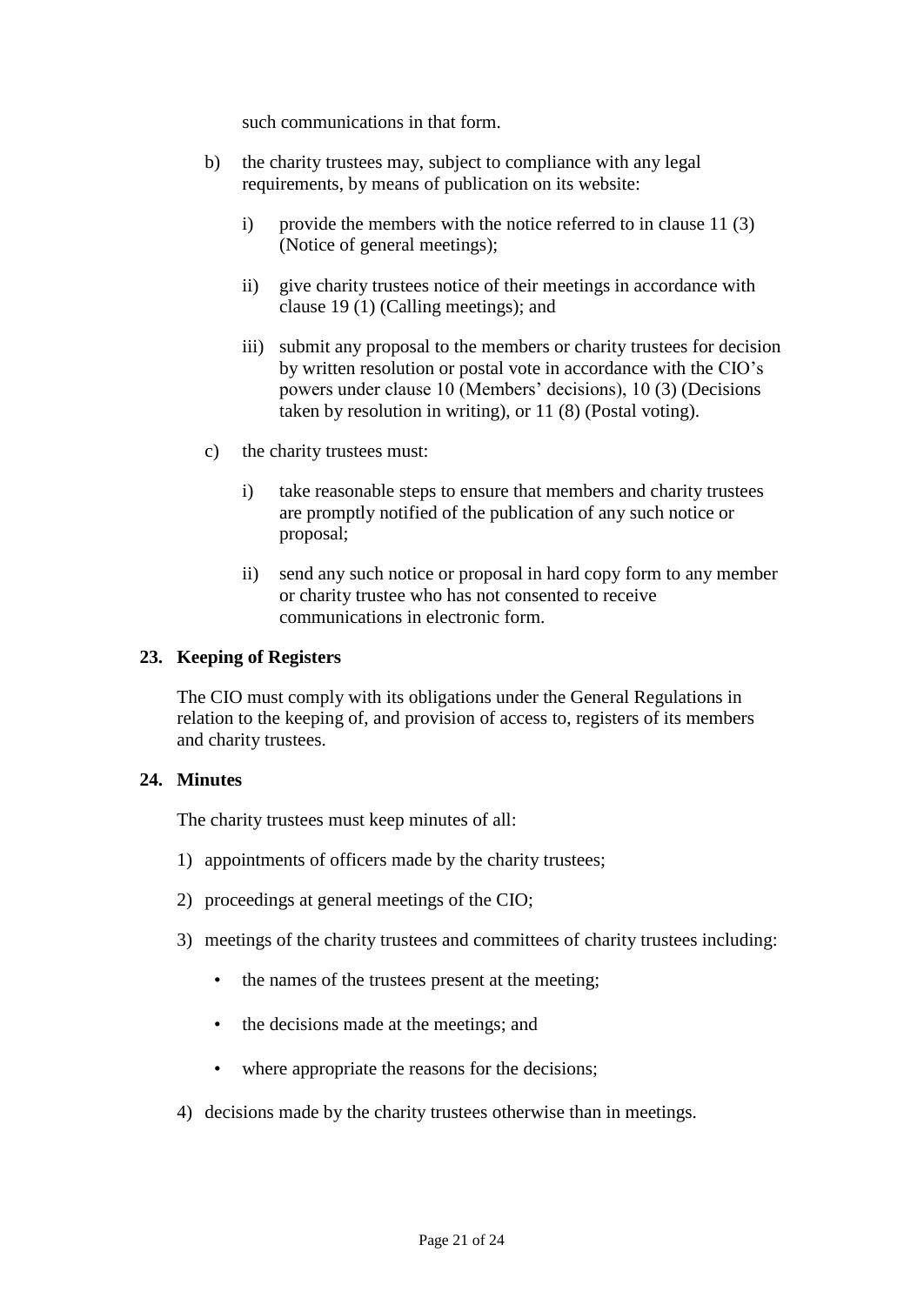such communications in that form.

b) the charity trustees may, subject to compliance with any legal requirements, by means of publication on its website:

   i) provide the members with the notice referred to in clause 11 (3) (Notice of general meetings);

   ii) give charity trustees notice of their meetings in accordance with clause 19 (1) (Calling meetings); and

   iii) submit any proposal to the members or charity trustees for decision by written resolution or postal vote in accordance with the CIO's powers under clause 10 (Members' decisions), 10 (3) (Decisions taken by resolution in writing), or 11 (8) (Postal voting).

c) the charity trustees must:

   i) take reasonable steps to ensure that members and charity trustees are promptly notified of the publication of any such notice or proposal;

   ii) send any such notice or proposal in hard copy form to any member or charity trustee who has not consented to receive communications in electronic form.

## 23. Keeping of Registers

The CIO must comply with its obligations under the General Regulations in relation to the keeping of, and provision of access to, registers of its members and charity trustees.

## 24. Minutes

The charity trustees must keep minutes of all:

1) appointments of officers made by the charity trustees;

2) proceedings at general meetings of the CIO;

3) meetings of the charity trustees and committees of charity trustees including:

   - the names of the trustees present at the meeting;
   - the decisions made at the meetings; and
   - where appropriate the reasons for the decisions;

4) decisions made by the charity trustees otherwise than in meetings.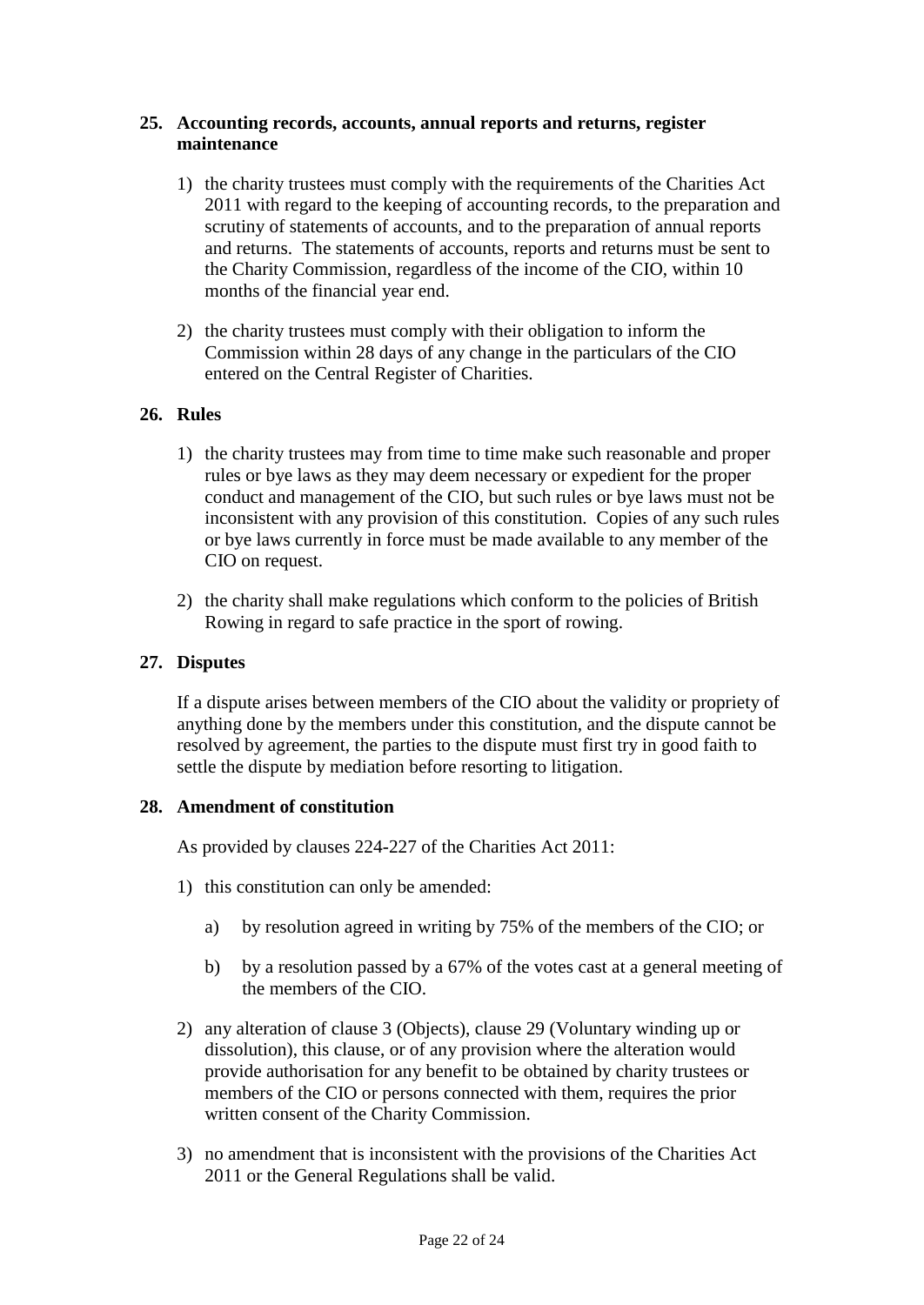## 25. Accounting records, accounts, annual reports and returns, register maintenance

1) the charity trustees must comply with the requirements of the Charities Act 2011 with regard to the keeping of accounting records, to the preparation and scrutiny of statements of accounts, and to the preparation of annual reports and returns. The statements of accounts, reports and returns must be sent to the Charity Commission, regardless of the income of the CIO, within 10 months of the financial year end.

2) the charity trustees must comply with their obligation to inform the Commission within 28 days of any change in the particulars of the CIO entered on the Central Register of Charities.

## 26. Rules

1) the charity trustees may from time to time make such reasonable and proper rules or bye laws as they may deem necessary or expedient for the proper conduct and management of the CIO, but such rules or bye laws must not be inconsistent with any provision of this constitution. Copies of any such rules or bye laws currently in force must be made available to any member of the CIO on request.

2) the charity shall make regulations which conform to the policies of British Rowing in regard to safe practice in the sport of rowing.

## 27. Disputes

If a dispute arises between members of the CIO about the validity or propriety of anything done by the members under this constitution, and the dispute cannot be resolved by agreement, the parties to the dispute must first try in good faith to settle the dispute by mediation before resorting to litigation.

## 28. Amendment of constitution

As provided by clauses 224-227 of the Charities Act 2011:

1) this constitution can only be amended:

   a) by resolution agreed in writing by 75% of the members of the CIO; or

   b) by a resolution passed by a 67% of the votes cast at a general meeting of the members of the CIO.

2) any alteration of clause 3 (Objects), clause 29 (Voluntary winding up or dissolution), this clause, or of any provision where the alteration would provide authorisation for any benefit to be obtained by charity trustees or members of the CIO or persons connected with them, requires the prior written consent of the Charity Commission.

3) no amendment that is inconsistent with the provisions of the Charities Act 2011 or the General Regulations shall be valid.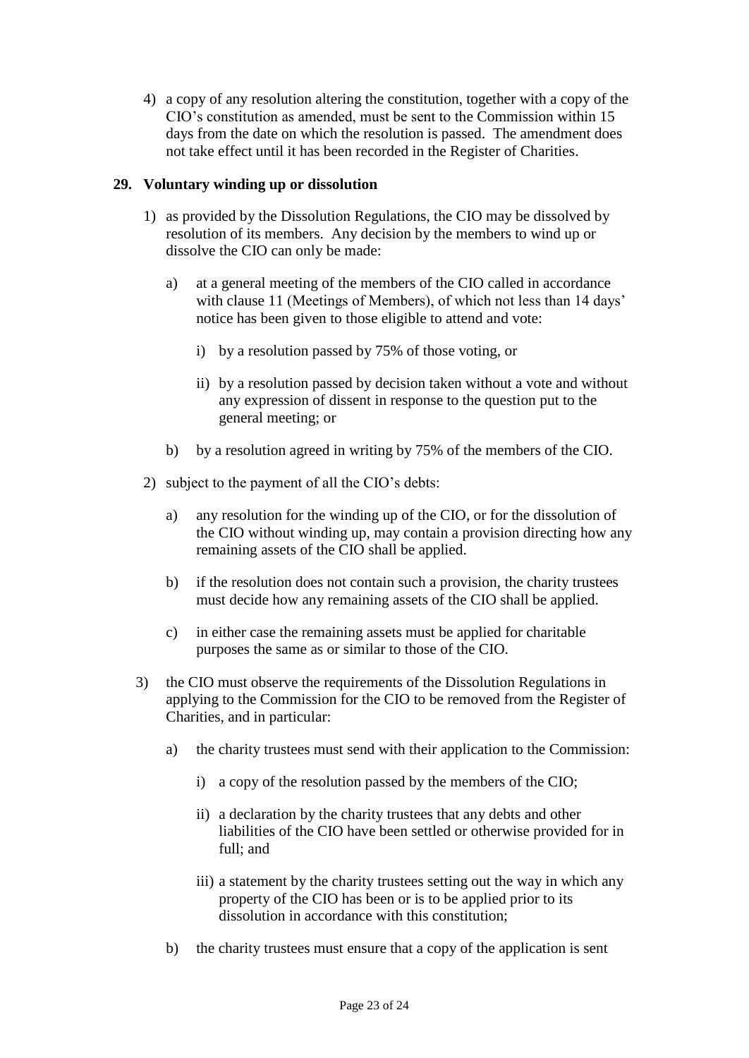4) a copy of any resolution altering the constitution, together with a copy of the CIO's constitution as amended, must be sent to the Commission within 15 days from the date on which the resolution is passed. The amendment does not take effect until it has been recorded in the Register of Charities.

**29. Voluntary winding up or dissolution**

1) as provided by the Dissolution Regulations, the CIO may be dissolved by resolution of its members. Any decision by the members to wind up or dissolve the CIO can only be made:

   a) at a general meeting of the members of the CIO called in accordance with clause 11 (Meetings of Members), of which not less than 14 days' notice has been given to those eligible to attend and vote:

      i) by a resolution passed by 75% of those voting, or

      ii) by a resolution passed by decision taken without a vote and without any expression of dissent in response to the question put to the general meeting; or

   b) by a resolution agreed in writing by 75% of the members of the CIO.

2) subject to the payment of all the CIO's debts:

   a) any resolution for the winding up of the CIO, or for the dissolution of the CIO without winding up, may contain a provision directing how any remaining assets of the CIO shall be applied.

   b) if the resolution does not contain such a provision, the charity trustees must decide how any remaining assets of the CIO shall be applied.

   c) in either case the remaining assets must be applied for charitable purposes the same as or similar to those of the CIO.

3) the CIO must observe the requirements of the Dissolution Regulations in applying to the Commission for the CIO to be removed from the Register of Charities, and in particular:

   a) the charity trustees must send with their application to the Commission:

      i) a copy of the resolution passed by the members of the CIO;

      ii) a declaration by the charity trustees that any debts and other liabilities of the CIO have been settled or otherwise provided for in full; and

      iii) a statement by the charity trustees setting out the way in which any property of the CIO has been or is to be applied prior to its dissolution in accordance with this constitution;

   b) the charity trustees must ensure that a copy of the application is sent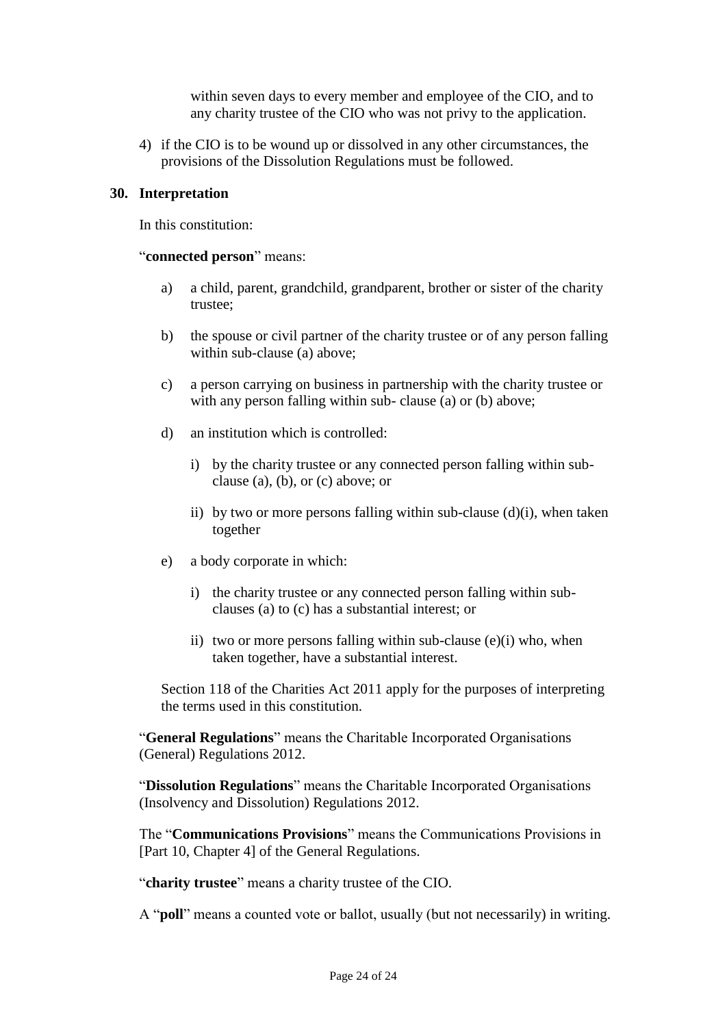within seven days to every member and employee of the CIO, and to any charity trustee of the CIO who was not privy to the application.

4) if the CIO is to be wound up or dissolved in any other circumstances, the provisions of the Dissolution Regulations must be followed.

## 30. Interpretation

In this constitution:

"**connected person**" means:

a) a child, parent, grandchild, grandparent, brother or sister of the charity trustee;

b) the spouse or civil partner of the charity trustee or of any person falling within sub-clause (a) above;

c) a person carrying on business in partnership with the charity trustee or with any person falling within sub- clause (a) or (b) above;

d) an institution which is controlled:

   i) by the charity trustee or any connected person falling within sub-clause (a), (b), or (c) above; or

   ii) by two or more persons falling within sub-clause (d)(i), when taken together

e) a body corporate in which:

   i) the charity trustee or any connected person falling within sub-clauses (a) to (c) has a substantial interest; or

   ii) two or more persons falling within sub-clause (e)(i) who, when taken together, have a substantial interest.

Section 118 of the Charities Act 2011 apply for the purposes of interpreting the terms used in this constitution.

"**General Regulations**" means the Charitable Incorporated Organisations (General) Regulations 2012.

"**Dissolution Regulations**" means the Charitable Incorporated Organisations (Insolvency and Dissolution) Regulations 2012.

The "**Communications Provisions**" means the Communications Provisions in [Part 10, Chapter 4] of the General Regulations.

"**charity trustee**" means a charity trustee of the CIO.

A "**poll**" means a counted vote or ballot, usually (but not necessarily) in writing.